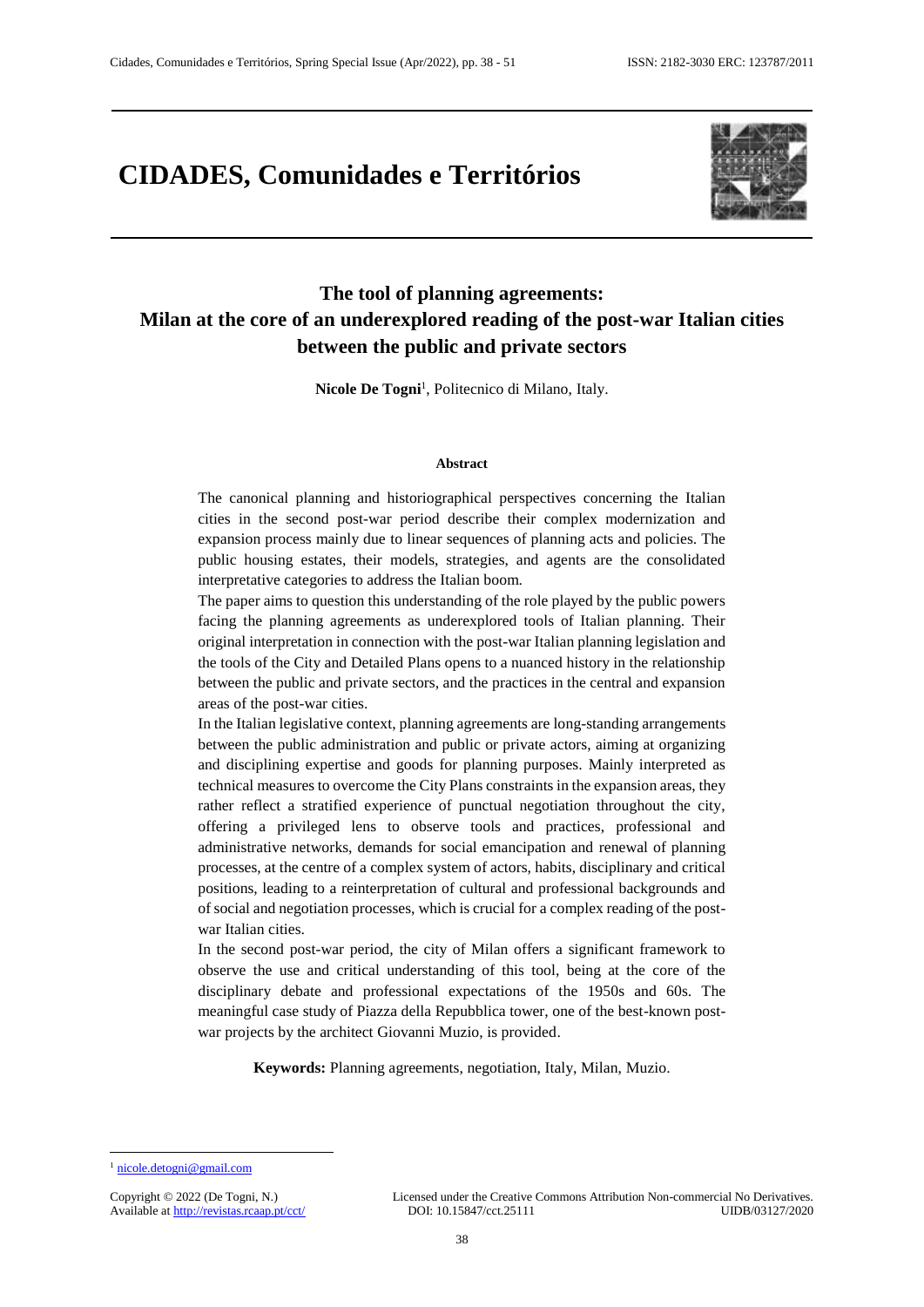# CIDADES, Comunidades e Territórios

## The tool of planning agreements: Milan at the core of an underexplored reading of the post-war Italian cities between the public and private sectors

**Nicole De Togni**[1], Politecnico di Milano, Italy.

#### Abstract

The canonical planning and historiographical perspectives concerning the Italian cities in the second post-war period describe their complex modernization and expansion process mainly due to linear sequences of planning acts and policies. The public housing estates, their models, strategies, and agents are the consolidated interpretative categories to address the Italian boom.

The paper aims to question this understanding of the role played by the public powers facing the planning agreements as underexplored tools of Italian planning. Their original interpretation in connection with the post-war Italian planning legislation and the tools of the City and Detailed Plans opens to a nuanced history in the relationship between the public and private sectors, and the practices in the central and expansion areas of the post-war cities.

In the Italian legislative context, planning agreements are long-standing arrangements between the public administration and public or private actors, aiming at organizing and disciplining expertise and goods for planning purposes. Mainly interpreted as technical measures to overcome the City Plans constraints in the expansion areas, they rather reflect a stratified experience of punctual negotiation throughout the city, offering a privileged lens to observe tools and practices, professional and administrative networks, demands for social emancipation and renewal of planning processes, at the centre of a complex system of actors, habits, disciplinary and critical positions, leading to a reinterpretation of cultural and professional backgrounds and of social and negotiation processes, which is crucial for a complex reading of the post-war Italian cities.

In the second post-war period, the city of Milan offers a significant framework to observe the use and critical understanding of this tool, being at the core of the disciplinary debate and professional expectations of the 1950s and 60s. The meaningful case study of Piazza della Repubblica tower, one of the best-known post-war projects by the architect Giovanni Muzio, is provided.

**Keywords:** Planning agreements, negotiation, Italy, Milan, Muzio.

---

[1] nicole.detogni@gmail.com

Copyright © 2022 (De Togni, N.)
Available at http://revistas.rcaap.pt/cct/

Licensed under the Creative Commons Attribution Non-commercial No Derivatives.
DOI: 10.15847/cct.25111
UIDB/03127/2020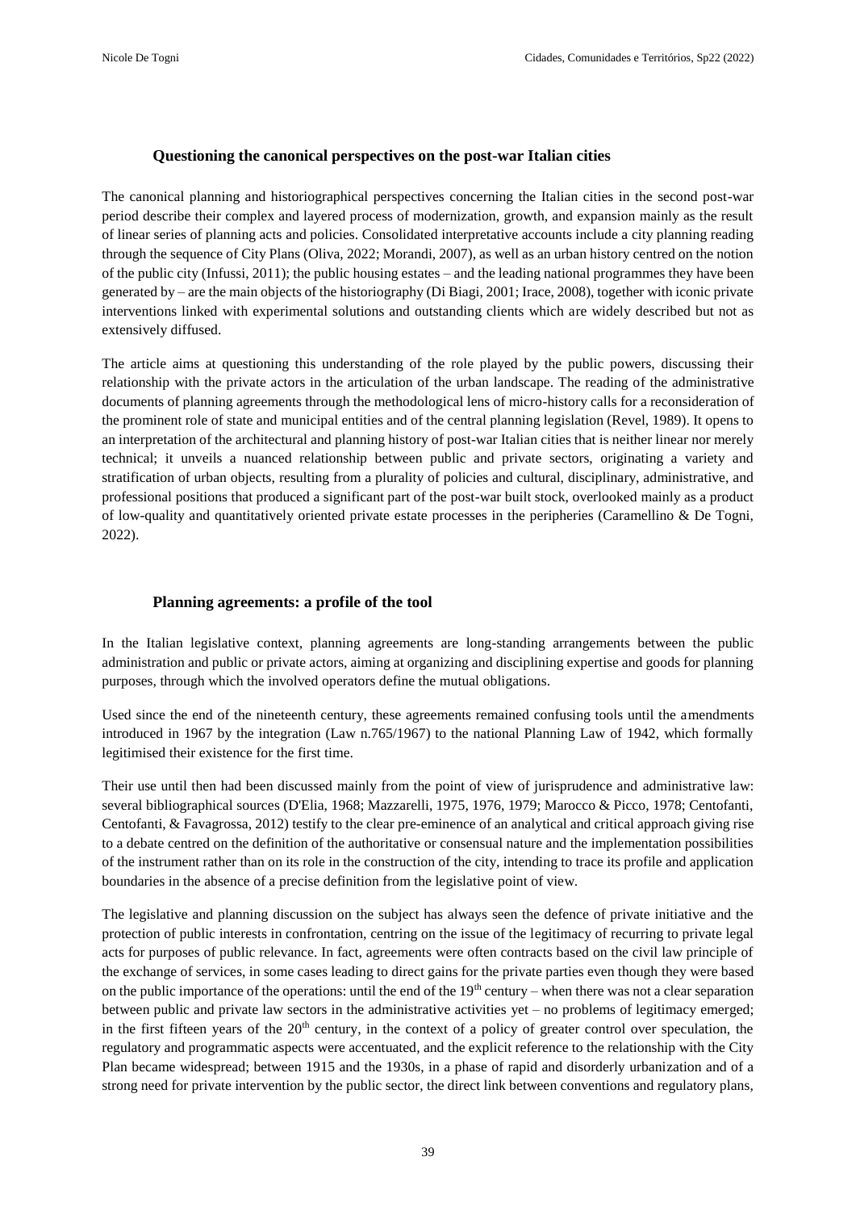## Questioning the canonical perspectives on the post-war Italian cities

The canonical planning and historiographical perspectives concerning the Italian cities in the second post-war period describe their complex and layered process of modernization, growth, and expansion mainly as the result of linear series of planning acts and policies. Consolidated interpretative accounts include a city planning reading through the sequence of City Plans (Oliva, 2022; Morandi, 2007), as well as an urban history centred on the notion of the public city (Infussi, 2011); the public housing estates – and the leading national programmes they have been generated by – are the main objects of the historiography (Di Biagi, 2001; Irace, 2008), together with iconic private interventions linked with experimental solutions and outstanding clients which are widely described but not as extensively diffused.

The article aims at questioning this understanding of the role played by the public powers, discussing their relationship with the private actors in the articulation of the urban landscape. The reading of the administrative documents of planning agreements through the methodological lens of micro-history calls for a reconsideration of the prominent role of state and municipal entities and of the central planning legislation (Revel, 1989). It opens to an interpretation of the architectural and planning history of post-war Italian cities that is neither linear nor merely technical; it unveils a nuanced relationship between public and private sectors, originating a variety and stratification of urban objects, resulting from a plurality of policies and cultural, disciplinary, administrative, and professional positions that produced a significant part of the post-war built stock, overlooked mainly as a product of low-quality and quantitatively oriented private estate processes in the peripheries (Caramellino & De Togni, 2022).

## Planning agreements: a profile of the tool

In the Italian legislative context, planning agreements are long-standing arrangements between the public administration and public or private actors, aiming at organizing and disciplining expertise and goods for planning purposes, through which the involved operators define the mutual obligations.

Used since the end of the nineteenth century, these agreements remained confusing tools until the amendments introduced in 1967 by the integration (Law n.765/1967) to the national Planning Law of 1942, which formally legitimised their existence for the first time.

Their use until then had been discussed mainly from the point of view of jurisprudence and administrative law: several bibliographical sources (D'Elia, 1968; Mazzarelli, 1975, 1976, 1979; Marocco & Picco, 1978; Centofanti, Centofanti, & Favagrossa, 2012) testify to the clear pre-eminence of an analytical and critical approach giving rise to a debate centred on the definition of the authoritative or consensual nature and the implementation possibilities of the instrument rather than on its role in the construction of the city, intending to trace its profile and application boundaries in the absence of a precise definition from the legislative point of view.

The legislative and planning discussion on the subject has always seen the defence of private initiative and the protection of public interests in confrontation, centring on the issue of the legitimacy of recurring to private legal acts for purposes of public relevance. In fact, agreements were often contracts based on the civil law principle of the exchange of services, in some cases leading to direct gains for the private parties even though they were based on the public importance of the operations: until the end of the 19th century – when there was not a clear separation between public and private law sectors in the administrative activities yet – no problems of legitimacy emerged; in the first fifteen years of the 20th century, in the context of a policy of greater control over speculation, the regulatory and programmatic aspects were accentuated, and the explicit reference to the relationship with the City Plan became widespread; between 1915 and the 1930s, in a phase of rapid and disorderly urbanization and of a strong need for private intervention by the public sector, the direct link between conventions and regulatory plans,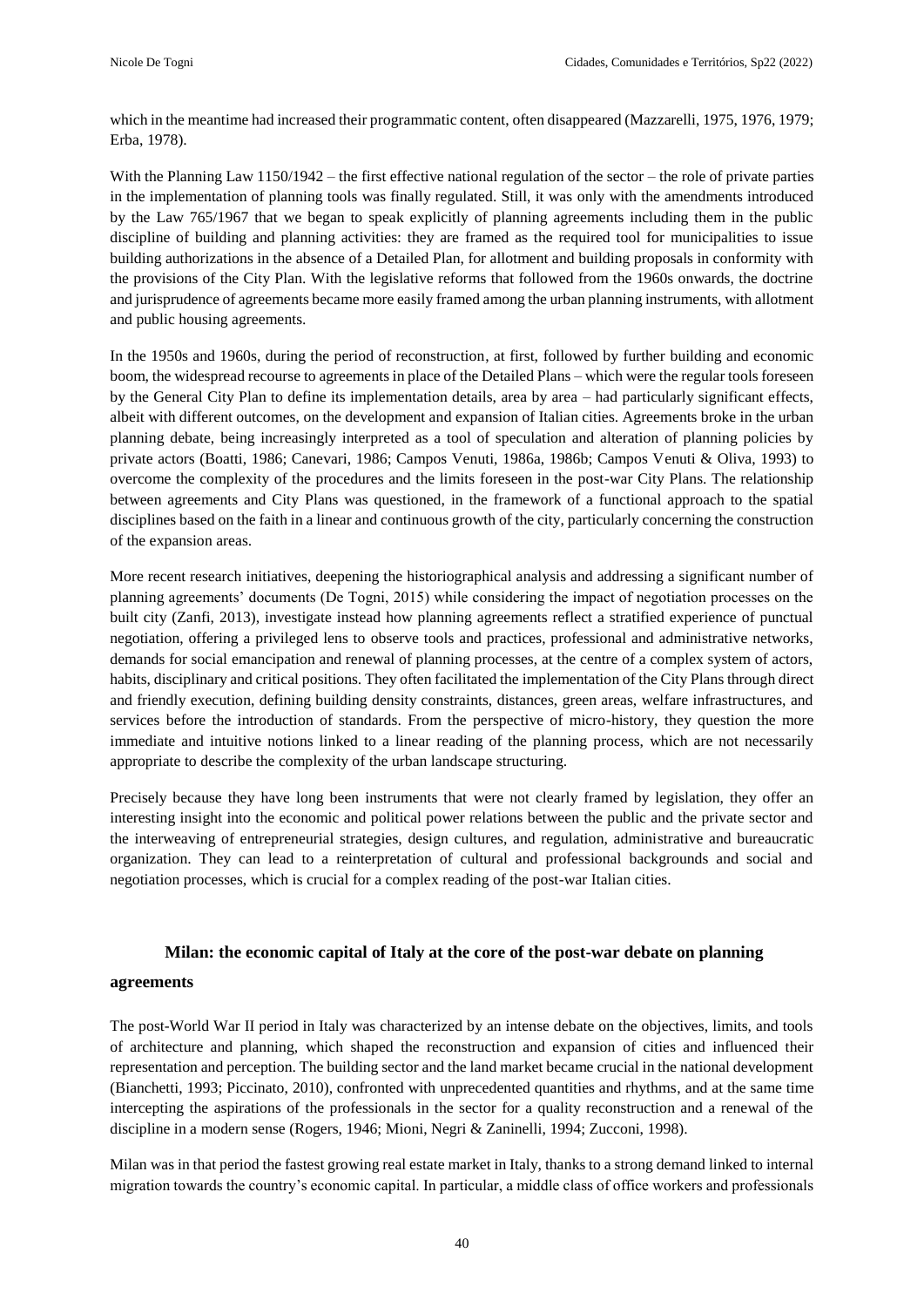which in the meantime had increased their programmatic content, often disappeared (Mazzarelli, 1975, 1976, 1979; Erba, 1978).

With the Planning Law 1150/1942 – the first effective national regulation of the sector – the role of private parties in the implementation of planning tools was finally regulated. Still, it was only with the amendments introduced by the Law 765/1967 that we began to speak explicitly of planning agreements including them in the public discipline of building and planning activities: they are framed as the required tool for municipalities to issue building authorizations in the absence of a Detailed Plan, for allotment and building proposals in conformity with the provisions of the City Plan. With the legislative reforms that followed from the 1960s onwards, the doctrine and jurisprudence of agreements became more easily framed among the urban planning instruments, with allotment and public housing agreements.

In the 1950s and 1960s, during the period of reconstruction, at first, followed by further building and economic boom, the widespread recourse to agreements in place of the Detailed Plans – which were the regular tools foreseen by the General City Plan to define its implementation details, area by area – had particularly significant effects, albeit with different outcomes, on the development and expansion of Italian cities. Agreements broke in the urban planning debate, being increasingly interpreted as a tool of speculation and alteration of planning policies by private actors (Boatti, 1986; Canevari, 1986; Campos Venuti, 1986a, 1986b; Campos Venuti & Oliva, 1993) to overcome the complexity of the procedures and the limits foreseen in the post-war City Plans. The relationship between agreements and City Plans was questioned, in the framework of a functional approach to the spatial disciplines based on the faith in a linear and continuous growth of the city, particularly concerning the construction of the expansion areas.

More recent research initiatives, deepening the historiographical analysis and addressing a significant number of planning agreements' documents (De Togni, 2015) while considering the impact of negotiation processes on the built city (Zanfi, 2013), investigate instead how planning agreements reflect a stratified experience of punctual negotiation, offering a privileged lens to observe tools and practices, professional and administrative networks, demands for social emancipation and renewal of planning processes, at the centre of a complex system of actors, habits, disciplinary and critical positions. They often facilitated the implementation of the City Plans through direct and friendly execution, defining building density constraints, distances, green areas, welfare infrastructures, and services before the introduction of standards. From the perspective of micro-history, they question the more immediate and intuitive notions linked to a linear reading of the planning process, which are not necessarily appropriate to describe the complexity of the urban landscape structuring.

Precisely because they have long been instruments that were not clearly framed by legislation, they offer an interesting insight into the economic and political power relations between the public and the private sector and the interweaving of entrepreneurial strategies, design cultures, and regulation, administrative and bureaucratic organization. They can lead to a reinterpretation of cultural and professional backgrounds and social and negotiation processes, which is crucial for a complex reading of the post-war Italian cities.

## Milan: the economic capital of Italy at the core of the post-war debate on planning agreements

The post-World War II period in Italy was characterized by an intense debate on the objectives, limits, and tools of architecture and planning, which shaped the reconstruction and expansion of cities and influenced their representation and perception. The building sector and the land market became crucial in the national development (Bianchetti, 1993; Piccinato, 2010), confronted with unprecedented quantities and rhythms, and at the same time intercepting the aspirations of the professionals in the sector for a quality reconstruction and a renewal of the discipline in a modern sense (Rogers, 1946; Mioni, Negri & Zaninelli, 1994; Zucconi, 1998).

Milan was in that period the fastest growing real estate market in Italy, thanks to a strong demand linked to internal migration towards the country's economic capital. In particular, a middle class of office workers and professionals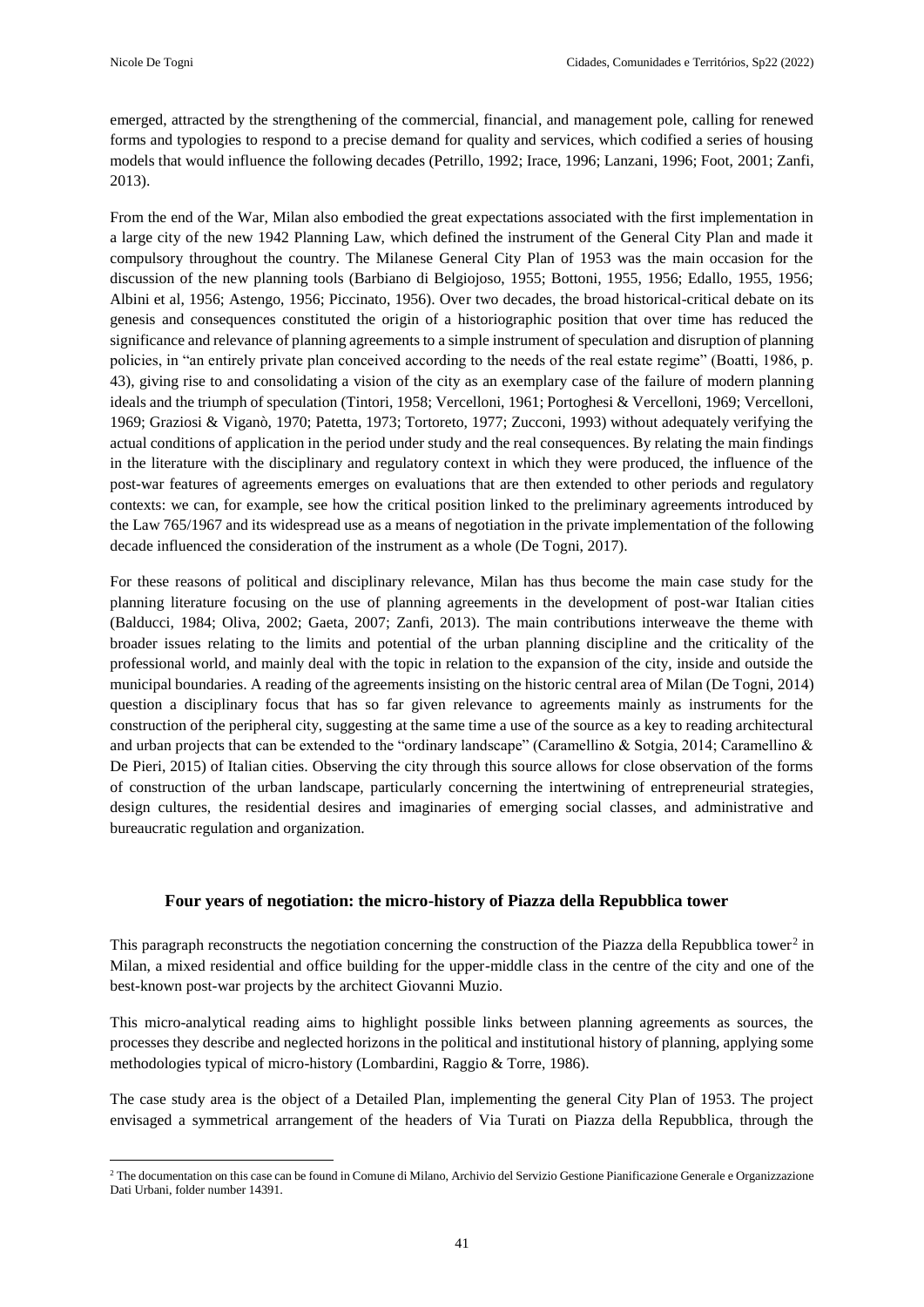emerged, attracted by the strengthening of the commercial, financial, and management pole, calling for renewed forms and typologies to respond to a precise demand for quality and services, which codified a series of housing models that would influence the following decades (Petrillo, 1992; Irace, 1996; Lanzani, 1996; Foot, 2001; Zanfi, 2013).

From the end of the War, Milan also embodied the great expectations associated with the first implementation in a large city of the new 1942 Planning Law, which defined the instrument of the General City Plan and made it compulsory throughout the country. The Milanese General City Plan of 1953 was the main occasion for the discussion of the new planning tools (Barbiano di Belgiojoso, 1955; Bottoni, 1955, 1956; Edallo, 1955, 1956; Albini et al, 1956; Astengo, 1956; Piccinato, 1956). Over two decades, the broad historical-critical debate on its genesis and consequences constituted the origin of a historiographic position that over time has reduced the significance and relevance of planning agreements to a simple instrument of speculation and disruption of planning policies, in "an entirely private plan conceived according to the needs of the real estate regime" (Boatti, 1986, p. 43), giving rise to and consolidating a vision of the city as an exemplary case of the failure of modern planning ideals and the triumph of speculation (Tintori, 1958; Vercelloni, 1961; Portoghesi & Vercelloni, 1969; Vercelloni, 1969; Graziosi & Viganò, 1970; Patetta, 1973; Tortoreto, 1977; Zucconi, 1993) without adequately verifying the actual conditions of application in the period under study and the real consequences. By relating the main findings in the literature with the disciplinary and regulatory context in which they were produced, the influence of the post-war features of agreements emerges on evaluations that are then extended to other periods and regulatory contexts: we can, for example, see how the critical position linked to the preliminary agreements introduced by the Law 765/1967 and its widespread use as a means of negotiation in the private implementation of the following decade influenced the consideration of the instrument as a whole (De Togni, 2017).

For these reasons of political and disciplinary relevance, Milan has thus become the main case study for the planning literature focusing on the use of planning agreements in the development of post-war Italian cities (Balducci, 1984; Oliva, 2002; Gaeta, 2007; Zanfi, 2013). The main contributions interweave the theme with broader issues relating to the limits and potential of the urban planning discipline and the criticality of the professional world, and mainly deal with the topic in relation to the expansion of the city, inside and outside the municipal boundaries. A reading of the agreements insisting on the historic central area of Milan (De Togni, 2014) question a disciplinary focus that has so far given relevance to agreements mainly as instruments for the construction of the peripheral city, suggesting at the same time a use of the source as a key to reading architectural and urban projects that can be extended to the "ordinary landscape" (Caramellino & Sotgia, 2014; Caramellino & De Pieri, 2015) of Italian cities. Observing the city through this source allows for close observation of the forms of construction of the urban landscape, particularly concerning the intertwining of entrepreneurial strategies, design cultures, the residential desires and imaginaries of emerging social classes, and administrative and bureaucratic regulation and organization.

## Four years of negotiation: the micro-history of Piazza della Repubblica tower

This paragraph reconstructs the negotiation concerning the construction of the Piazza della Repubblica tower[2] in Milan, a mixed residential and office building for the upper-middle class in the centre of the city and one of the best-known post-war projects by the architect Giovanni Muzio.

This micro-analytical reading aims to highlight possible links between planning agreements as sources, the processes they describe and neglected horizons in the political and institutional history of planning, applying some methodologies typical of micro-history (Lombardini, Raggio & Torre, 1986).

The case study area is the object of a Detailed Plan, implementing the general City Plan of 1953. The project envisaged a symmetrical arrangement of the headers of Via Turati on Piazza della Repubblica, through the

[2] The documentation on this case can be found in Comune di Milano, Archivio del Servizio Gestione Pianificazione Generale e Organizzazione Dati Urbani, folder number 14391.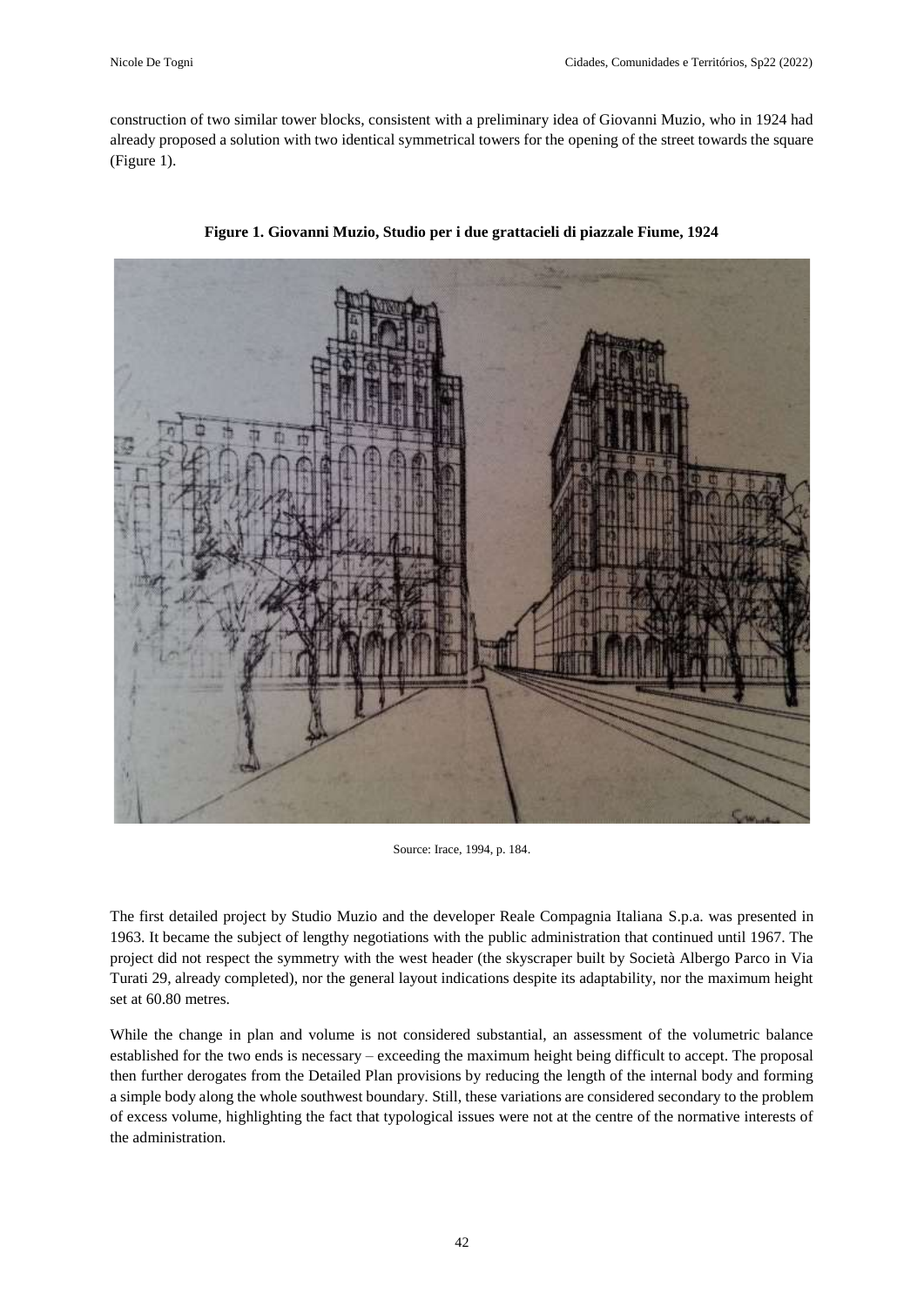construction of two similar tower blocks, consistent with a preliminary idea of Giovanni Muzio, who in 1924 had already proposed a solution with two identical symmetrical towers for the opening of the street towards the square (Figure 1).

**Figure 1. Giovanni Muzio, Studio per i due grattacieli di piazzale Fiume, 1924**

Source: Irace, 1994, p. 184.

The first detailed project by Studio Muzio and the developer Reale Compagnia Italiana S.p.a. was presented in 1963. It became the subject of lengthy negotiations with the public administration that continued until 1967. The project did not respect the symmetry with the west header (the skyscraper built by Società Albergo Parco in Via Turati 29, already completed), nor the general layout indications despite its adaptability, nor the maximum height set at 60.80 metres.

While the change in plan and volume is not considered substantial, an assessment of the volumetric balance established for the two ends is necessary – exceeding the maximum height being difficult to accept. The proposal then further derogates from the Detailed Plan provisions by reducing the length of the internal body and forming a simple body along the whole southwest boundary. Still, these variations are considered secondary to the problem of excess volume, highlighting the fact that typological issues were not at the centre of the normative interests of the administration.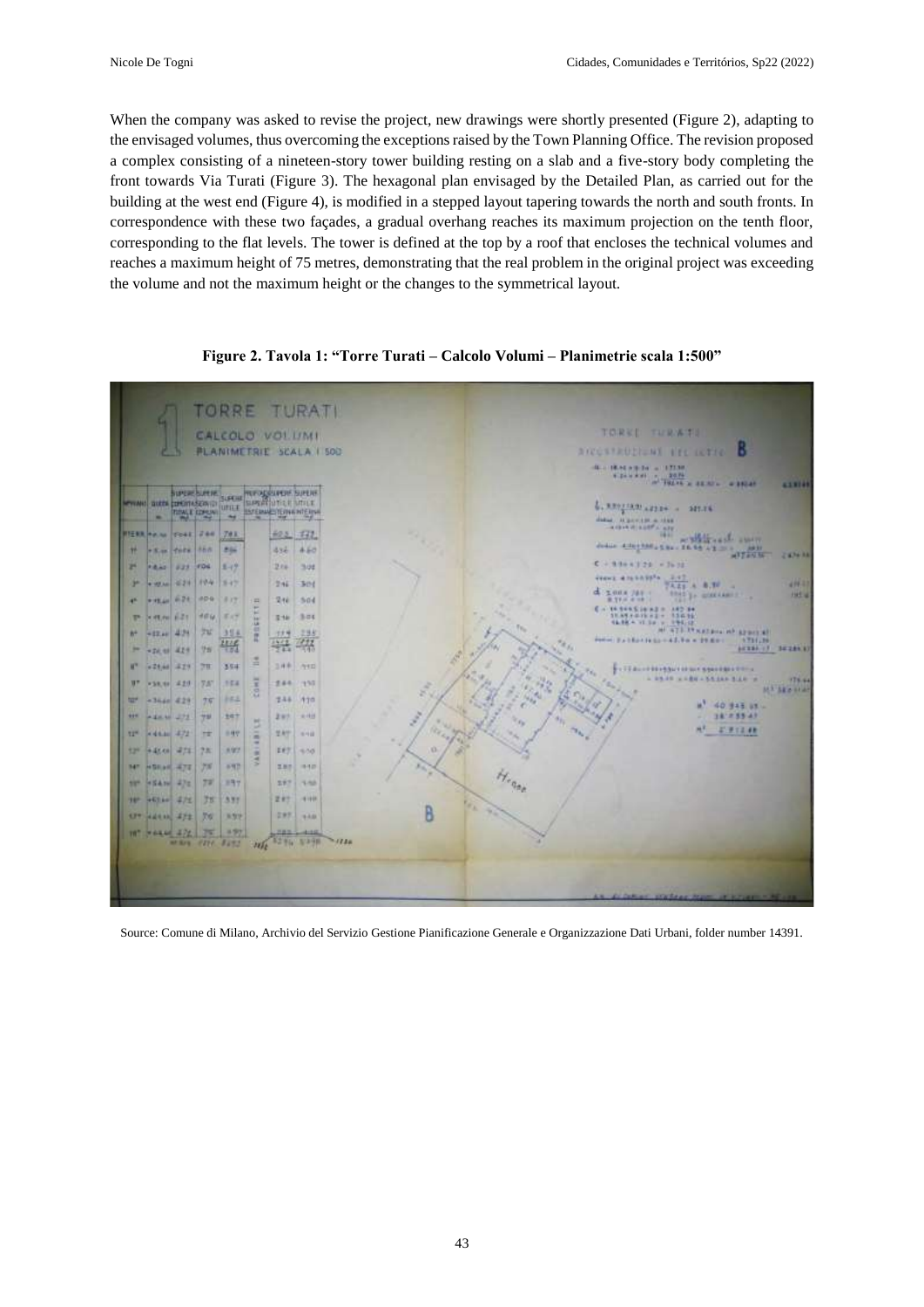When the company was asked to revise the project, new drawings were shortly presented (Figure 2), adapting to the envisaged volumes, thus overcoming the exceptions raised by the Town Planning Office. The revision proposed a complex consisting of a nineteen-story tower building resting on a slab and a five-story body completing the front towards Via Turati (Figure 3). The hexagonal plan envisaged by the Detailed Plan, as carried out for the building at the west end (Figure 4), is modified in a stepped layout tapering towards the north and south fronts. In correspondence with these two façades, a gradual overhang reaches its maximum projection on the tenth floor, corresponding to the flat levels. The tower is defined at the top by a roof that encloses the technical volumes and reaches a maximum height of 75 metres, demonstrating that the real problem in the original project was exceeding the volume and not the maximum height or the changes to the symmetrical layout.

**Figure 2. Tavola 1: "Torre Turati – Calcolo Volumi – Planimetrie scala 1:500"**

Source: Comune di Milano, Archivio del Servizio Gestione Pianificazione Generale e Organizzazione Dati Urbani, folder number 14391.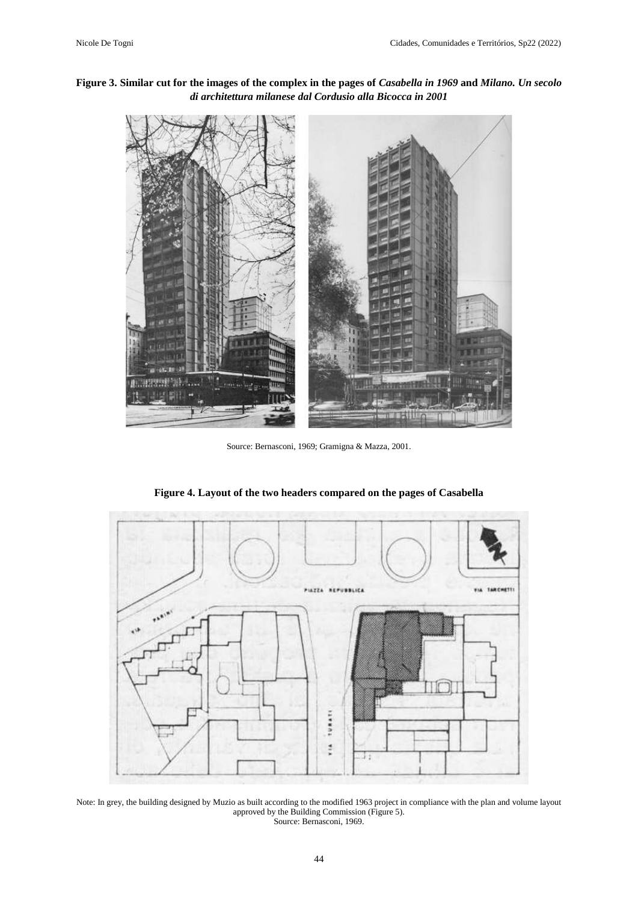**Figure 3. Similar cut for the images of the complex in the pages of *Casabella in 1969* and *Milano. Un secolo di architettura milanese dal Cordusio alla Bicocca in 2001***

Source: Bernasconi, 1969; Gramigna & Mazza, 2001.

**Figure 4. Layout of the two headers compared on the pages of Casabella**

Note: In grey, the building designed by Muzio as built according to the modified 1963 project in compliance with the plan and volume layout approved by the Building Commission (Figure 5).
Source: Bernasconi, 1969.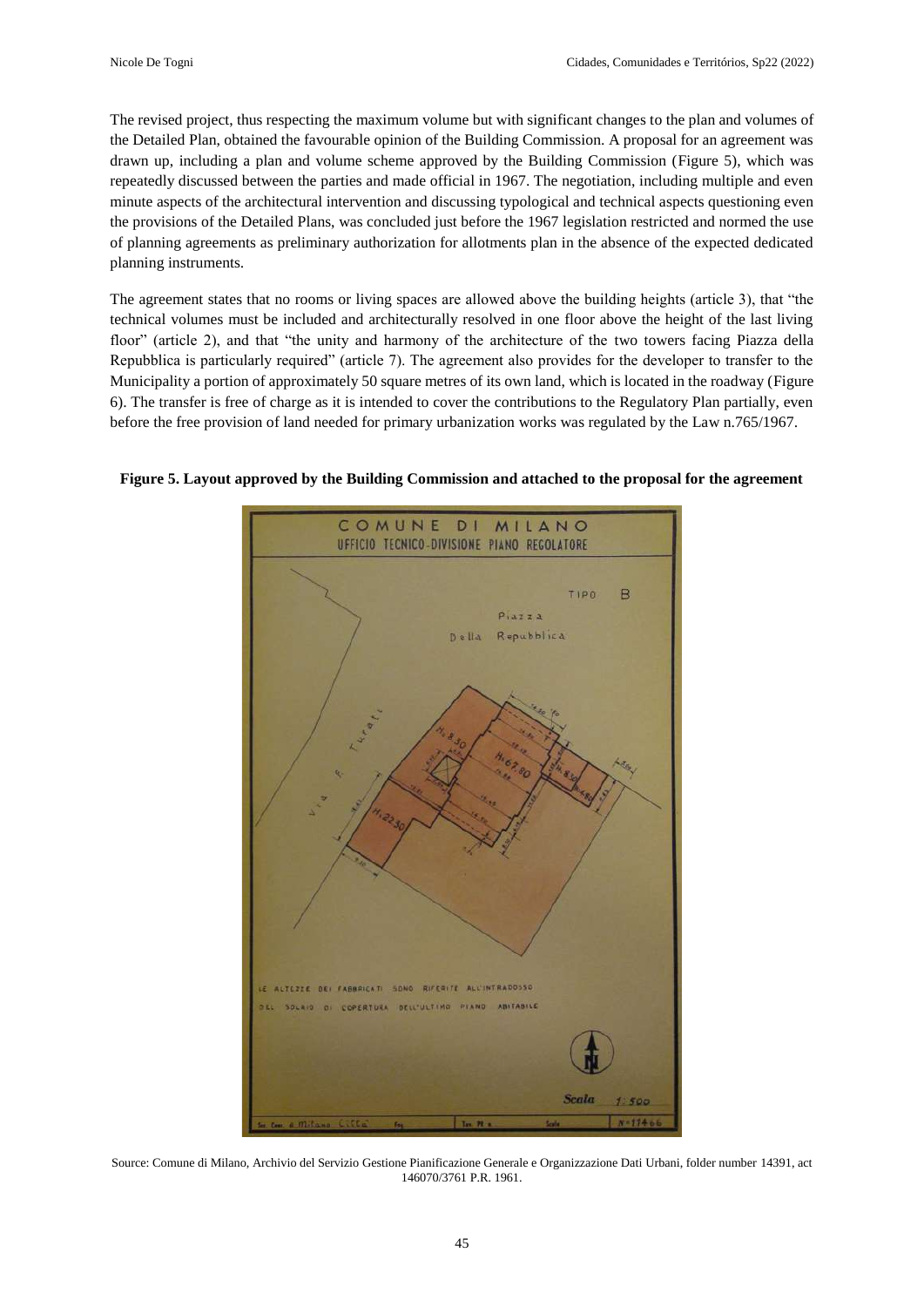The revised project, thus respecting the maximum volume but with significant changes to the plan and volumes of the Detailed Plan, obtained the favourable opinion of the Building Commission. A proposal for an agreement was drawn up, including a plan and volume scheme approved by the Building Commission (Figure 5), which was repeatedly discussed between the parties and made official in 1967. The negotiation, including multiple and even minute aspects of the architectural intervention and discussing typological and technical aspects questioning even the provisions of the Detailed Plans, was concluded just before the 1967 legislation restricted and normed the use of planning agreements as preliminary authorization for allotments plan in the absence of the expected dedicated planning instruments.

The agreement states that no rooms or living spaces are allowed above the building heights (article 3), that "the technical volumes must be included and architecturally resolved in one floor above the height of the last living floor" (article 2), and that "the unity and harmony of the architecture of the two towers facing Piazza della Repubblica is particularly required" (article 7). The agreement also provides for the developer to transfer to the Municipality a portion of approximately 50 square metres of its own land, which is located in the roadway (Figure 6). The transfer is free of charge as it is intended to cover the contributions to the Regulatory Plan partially, even before the free provision of land needed for primary urbanization works was regulated by the Law n.765/1967.

**Figure 5. Layout approved by the Building Commission and attached to the proposal for the agreement**

Source: Comune di Milano, Archivio del Servizio Gestione Pianificazione Generale e Organizzazione Dati Urbani, folder number 14391, act 146070/3761 P.R. 1961.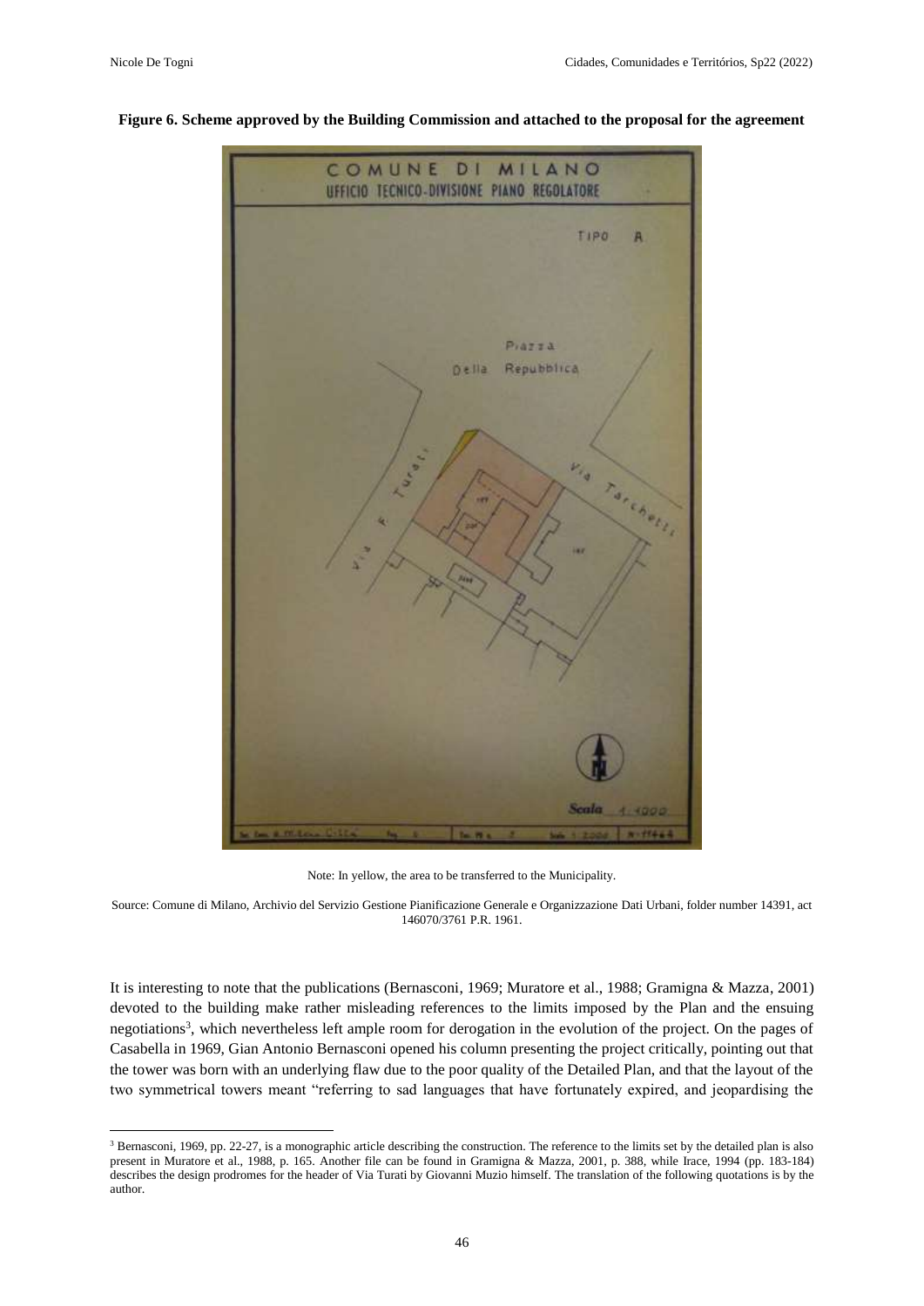**Figure 6. Scheme approved by the Building Commission and attached to the proposal for the agreement**

Note: In yellow, the area to be transferred to the Municipality.

Source: Comune di Milano, Archivio del Servizio Gestione Pianificazione Generale e Organizzazione Dati Urbani, folder number 14391, act 146070/3761 P.R. 1961.

It is interesting to note that the publications (Bernasconi, 1969; Muratore et al., 1988; Gramigna & Mazza, 2001) devoted to the building make rather misleading references to the limits imposed by the Plan and the ensuing negotiations[3], which nevertheless left ample room for derogation in the evolution of the project. On the pages of Casabella in 1969, Gian Antonio Bernasconi opened his column presenting the project critically, pointing out that the tower was born with an underlying flaw due to the poor quality of the Detailed Plan, and that the layout of the two symmetrical towers meant "referring to sad languages that have fortunately expired, and jeopardising the

---

[3] Bernasconi, 1969, pp. 22-27, is a monographic article describing the construction. The reference to the limits set by the detailed plan is also present in Muratore et al., 1988, p. 165. Another file can be found in Gramigna & Mazza, 2001, p. 388, while Irace, 1994 (pp. 183-184) describes the design prodromes for the header of Via Turati by Giovanni Muzio himself. The translation of the following quotations is by the author.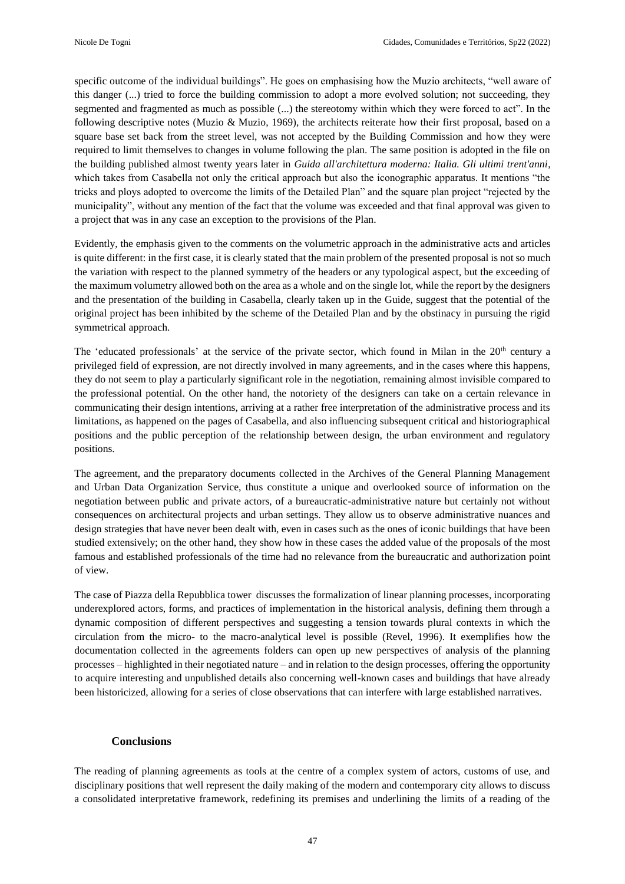specific outcome of the individual buildings". He goes on emphasising how the Muzio architects, "well aware of this danger (...) tried to force the building commission to adopt a more evolved solution; not succeeding, they segmented and fragmented as much as possible (...) the stereotomy within which they were forced to act". In the following descriptive notes (Muzio & Muzio, 1969), the architects reiterate how their first proposal, based on a square base set back from the street level, was not accepted by the Building Commission and how they were required to limit themselves to changes in volume following the plan. The same position is adopted in the file on the building published almost twenty years later in *Guida all'architettura moderna: Italia. Gli ultimi trent'anni*, which takes from Casabella not only the critical approach but also the iconographic apparatus. It mentions "the tricks and ploys adopted to overcome the limits of the Detailed Plan" and the square plan project "rejected by the municipality", without any mention of the fact that the volume was exceeded and that final approval was given to a project that was in any case an exception to the provisions of the Plan.

Evidently, the emphasis given to the comments on the volumetric approach in the administrative acts and articles is quite different: in the first case, it is clearly stated that the main problem of the presented proposal is not so much the variation with respect to the planned symmetry of the headers or any typological aspect, but the exceeding of the maximum volumetry allowed both on the area as a whole and on the single lot, while the report by the designers and the presentation of the building in Casabella, clearly taken up in the Guide, suggest that the potential of the original project has been inhibited by the scheme of the Detailed Plan and by the obstinacy in pursuing the rigid symmetrical approach.

The 'educated professionals' at the service of the private sector, which found in Milan in the 20th century a privileged field of expression, are not directly involved in many agreements, and in the cases where this happens, they do not seem to play a particularly significant role in the negotiation, remaining almost invisible compared to the professional potential. On the other hand, the notoriety of the designers can take on a certain relevance in communicating their design intentions, arriving at a rather free interpretation of the administrative process and its limitations, as happened on the pages of Casabella, and also influencing subsequent critical and historiographical positions and the public perception of the relationship between design, the urban environment and regulatory positions.

The agreement, and the preparatory documents collected in the Archives of the General Planning Management and Urban Data Organization Service, thus constitute a unique and overlooked source of information on the negotiation between public and private actors, of a bureaucratic-administrative nature but certainly not without consequences on architectural projects and urban settings. They allow us to observe administrative nuances and design strategies that have never been dealt with, even in cases such as the ones of iconic buildings that have been studied extensively; on the other hand, they show how in these cases the added value of the proposals of the most famous and established professionals of the time had no relevance from the bureaucratic and authorization point of view.

The case of Piazza della Repubblica tower discusses the formalization of linear planning processes, incorporating underexplored actors, forms, and practices of implementation in the historical analysis, defining them through a dynamic composition of different perspectives and suggesting a tension towards plural contexts in which the circulation from the micro- to the macro-analytical level is possible (Revel, 1996). It exemplifies how the documentation collected in the agreements folders can open up new perspectives of analysis of the planning processes – highlighted in their negotiated nature – and in relation to the design processes, offering the opportunity to acquire interesting and unpublished details also concerning well-known cases and buildings that have already been historicized, allowing for a series of close observations that can interfere with large established narratives.

## Conclusions

The reading of planning agreements as tools at the centre of a complex system of actors, customs of use, and disciplinary positions that well represent the daily making of the modern and contemporary city allows to discuss a consolidated interpretative framework, redefining its premises and underlining the limits of a reading of the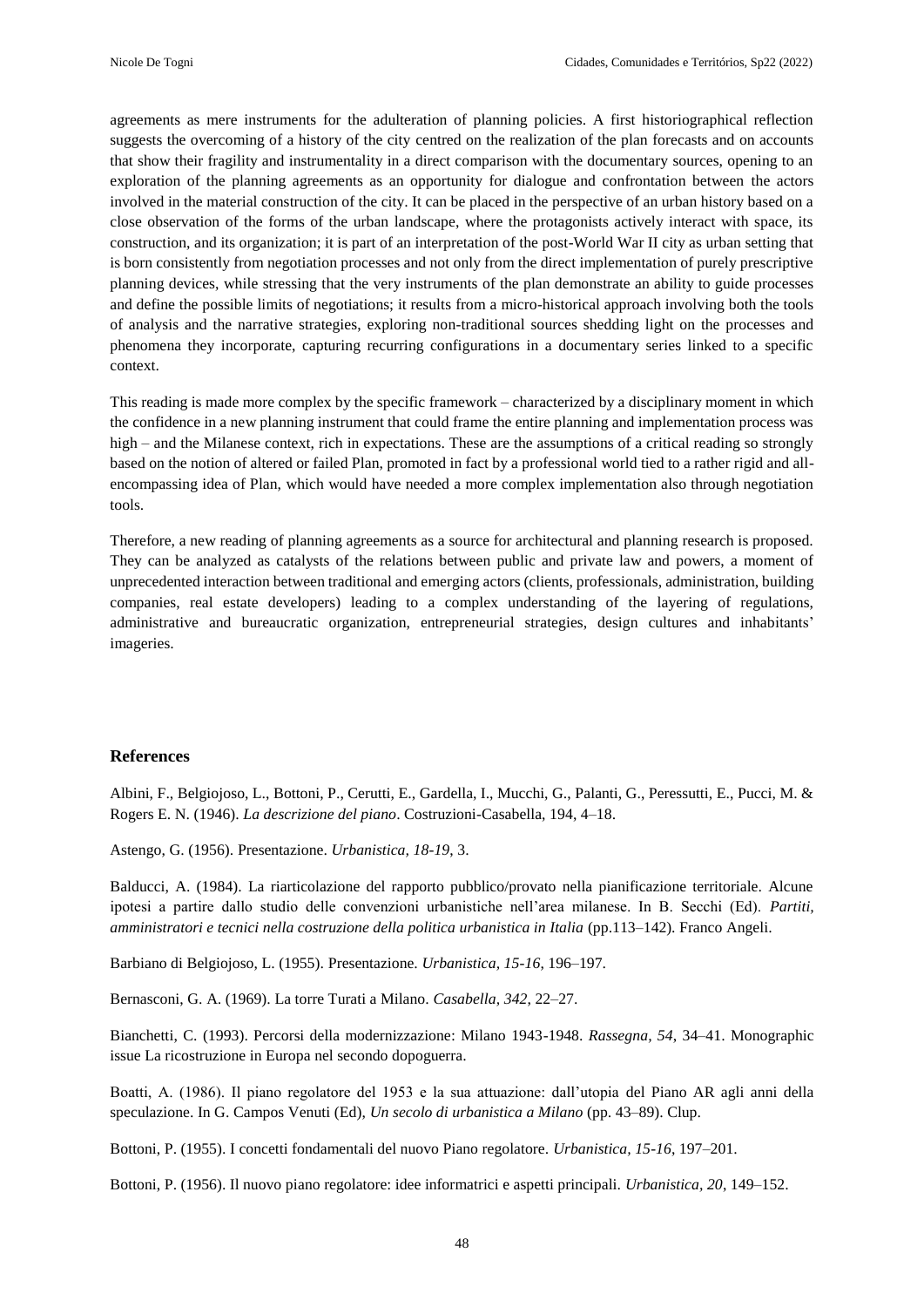agreements as mere instruments for the adulteration of planning policies. A first historiographical reflection suggests the overcoming of a history of the city centred on the realization of the plan forecasts and on accounts that show their fragility and instrumentality in a direct comparison with the documentary sources, opening to an exploration of the planning agreements as an opportunity for dialogue and confrontation between the actors involved in the material construction of the city. It can be placed in the perspective of an urban history based on a close observation of the forms of the urban landscape, where the protagonists actively interact with space, its construction, and its organization; it is part of an interpretation of the post-World War II city as urban setting that is born consistently from negotiation processes and not only from the direct implementation of purely prescriptive planning devices, while stressing that the very instruments of the plan demonstrate an ability to guide processes and define the possible limits of negotiations; it results from a micro-historical approach involving both the tools of analysis and the narrative strategies, exploring non-traditional sources shedding light on the processes and phenomena they incorporate, capturing recurring configurations in a documentary series linked to a specific context.

This reading is made more complex by the specific framework – characterized by a disciplinary moment in which the confidence in a new planning instrument that could frame the entire planning and implementation process was high – and the Milanese context, rich in expectations. These are the assumptions of a critical reading so strongly based on the notion of altered or failed Plan, promoted in fact by a professional world tied to a rather rigid and all-encompassing idea of Plan, which would have needed a more complex implementation also through negotiation tools.

Therefore, a new reading of planning agreements as a source for architectural and planning research is proposed. They can be analyzed as catalysts of the relations between public and private law and powers, a moment of unprecedented interaction between traditional and emerging actors (clients, professionals, administration, building companies, real estate developers) leading to a complex understanding of the layering of regulations, administrative and bureaucratic organization, entrepreneurial strategies, design cultures and inhabitants' imageries.

## References

Albini, F., Belgiojoso, L., Bottoni, P., Cerutti, E., Gardella, I., Mucchi, G., Palanti, G., Peressutti, E., Pucci, M. & Rogers E. N. (1946). *La descrizione del piano*. Costruzioni-Casabella, 194, 4–18.

Astengo, G. (1956). Presentazione. *Urbanistica, 18-19*, 3.

Balducci, A. (1984). La riarticolazione del rapporto pubblico/provato nella pianificazione territoriale. Alcune ipotesi a partire dallo studio delle convenzioni urbanistiche nell'area milanese. In B. Secchi (Ed). *Partiti, amministratori e tecnici nella costruzione della politica urbanistica in Italia* (pp.113–142). Franco Angeli.

Barbiano di Belgiojoso, L. (1955). Presentazione. *Urbanistica, 15-16*, 196–197.

Bernasconi, G. A. (1969). La torre Turati a Milano. *Casabella, 342*, 22–27.

Bianchetti, C. (1993). Percorsi della modernizzazione: Milano 1943-1948. *Rassegna, 54*, 34–41. Monographic issue La ricostruzione in Europa nel secondo dopoguerra.

Boatti, A. (1986). Il piano regolatore del 1953 e la sua attuazione: dall'utopia del Piano AR agli anni della speculazione. In G. Campos Venuti (Ed), *Un secolo di urbanistica a Milano* (pp. 43–89). Clup.

Bottoni, P. (1955). I concetti fondamentali del nuovo Piano regolatore. *Urbanistica, 15-16*, 197–201.

Bottoni, P. (1956). Il nuovo piano regolatore: idee informatrici e aspetti principali. *Urbanistica, 20*, 149–152.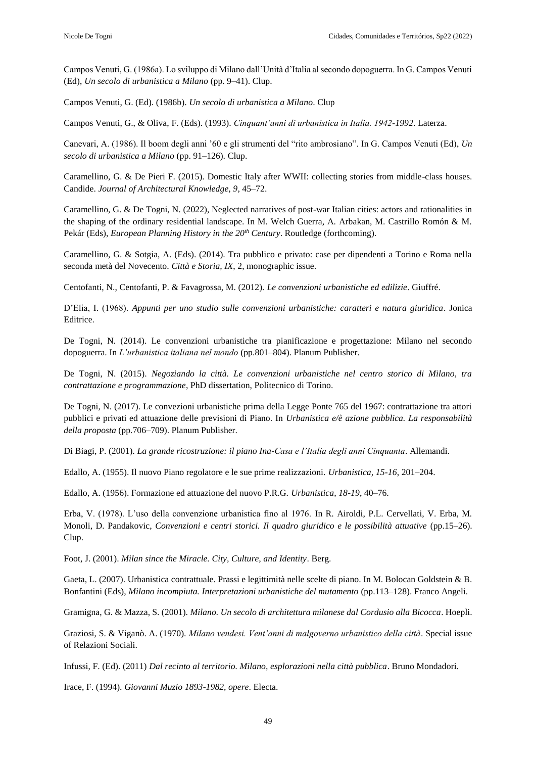Campos Venuti, G. (1986a). Lo sviluppo di Milano dall'Unità d'Italia al secondo dopoguerra. In G. Campos Venuti (Ed), *Un secolo di urbanistica a Milano* (pp. 9–41). Clup.

Campos Venuti, G. (Ed). (1986b). *Un secolo di urbanistica a Milano*. Clup

Campos Venuti, G., & Oliva, F. (Eds). (1993). *Cinquant'anni di urbanistica in Italia. 1942-1992*. Laterza.

Canevari, A. (1986). Il boom degli anni '60 e gli strumenti del "rito ambrosiano". In G. Campos Venuti (Ed), *Un secolo di urbanistica a Milano* (pp. 91–126). Clup.

Caramellino, G. & De Pieri F. (2015). Domestic Italy after WWII: collecting stories from middle-class houses. Candide. *Journal of Architectural Knowledge, 9*, 45–72.

Caramellino, G. & De Togni, N. (2022), Neglected narratives of post-war Italian cities: actors and rationalities in the shaping of the ordinary residential landscape. In M. Welch Guerra, A. Arbakan, M. Castrillo Romón & M. Pekár (Eds), *European Planning History in the 20th Century*. Routledge (forthcoming).

Caramellino, G. & Sotgia, A. (Eds). (2014). Tra pubblico e privato: case per dipendenti a Torino e Roma nella seconda metà del Novecento. *Città e Storia, IX*, 2, monographic issue.

Centofanti, N., Centofanti, P. & Favagrossa, M. (2012). *Le convenzioni urbanistiche ed edilizie*. Giuffré.

D'Elia, I. (1968). *Appunti per uno studio sulle convenzioni urbanistiche: caratteri e natura giuridica*. Jonica Editrice.

De Togni, N. (2014). Le convenzioni urbanistiche tra pianificazione e progettazione: Milano nel secondo dopoguerra. In *L'urbanistica italiana nel mondo* (pp.801–804). Planum Publisher.

De Togni, N. (2015). *Negoziando la città. Le convenzioni urbanistiche nel centro storico di Milano, tra contrattazione e programmazione*, PhD dissertation, Politecnico di Torino.

De Togni, N. (2017). Le convezioni urbanistiche prima della Legge Ponte 765 del 1967: contrattazione tra attori pubblici e privati ed attuazione delle previsioni di Piano. In *Urbanistica e/è azione pubblica. La responsabilità della proposta* (pp.706–709). Planum Publisher.

Di Biagi, P. (2001). *La grande ricostruzione: il piano Ina-Casa e l'Italia degli anni Cinquanta*. Allemandi.

Edallo, A. (1955). Il nuovo Piano regolatore e le sue prime realizzazioni. *Urbanistica, 15-16*, 201–204.

Edallo, A. (1956). Formazione ed attuazione del nuovo P.R.G. *Urbanistica, 18-19*, 40–76.

Erba, V. (1978). L'uso della convenzione urbanistica fino al 1976. In R. Airoldi, P.L. Cervellati, V. Erba, M. Monoli, D. Pandakovic, *Convenzioni e centri storici. Il quadro giuridico e le possibilità attuative* (pp.15–26). Clup.

Foot, J. (2001). *Milan since the Miracle. City, Culture, and Identity*. Berg.

Gaeta, L. (2007). Urbanistica contrattuale. Prassi e legittimità nelle scelte di piano. In M. Bolocan Goldstein & B. Bonfantini (Eds), *Milano incompiuta. Interpretazioni urbanistiche del mutamento* (pp.113–128). Franco Angeli.

Gramigna, G. & Mazza, S. (2001). *Milano. Un secolo di architettura milanese dal Cordusio alla Bicocca*. Hoepli.

Graziosi, S. & Viganò. A. (1970). *Milano vendesi. Vent'anni di malgoverno urbanistico della città*. Special issue of Relazioni Sociali.

Infussi, F. (Ed). (2011) *Dal recinto al territorio. Milano, esplorazioni nella città pubblica*. Bruno Mondadori.

Irace, F. (1994). *Giovanni Muzio 1893-1982, opere*. Electa.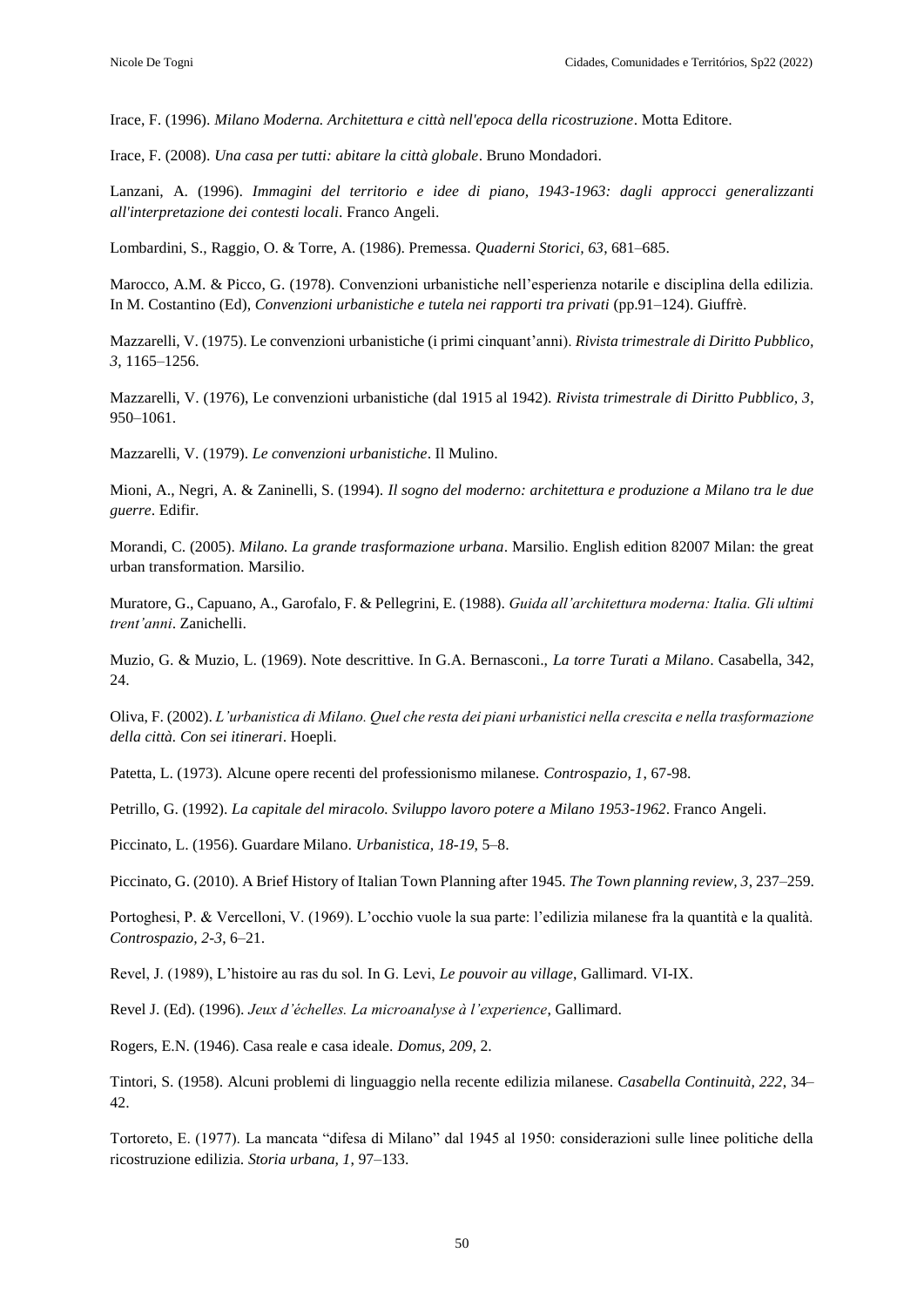Irace, F. (1996). *Milano Moderna. Architettura e città nell'epoca della ricostruzione*. Motta Editore.

Irace, F. (2008). *Una casa per tutti: abitare la città globale*. Bruno Mondadori.

Lanzani, A. (1996). *Immagini del territorio e idee di piano, 1943-1963: dagli approcci generalizzanti all'interpretazione dei contesti locali*. Franco Angeli.

Lombardini, S., Raggio, O. & Torre, A. (1986). Premessa. *Quaderni Storici, 63*, 681–685.

Marocco, A.M. & Picco, G. (1978). Convenzioni urbanistiche nell'esperienza notarile e disciplina della edilizia. In M. Costantino (Ed), *Convenzioni urbanistiche e tutela nei rapporti tra privati* (pp.91–124). Giuffrè.

Mazzarelli, V. (1975). Le convenzioni urbanistiche (i primi cinquant'anni). *Rivista trimestrale di Diritto Pubblico, 3*, 1165–1256.

Mazzarelli, V. (1976), Le convenzioni urbanistiche (dal 1915 al 1942). *Rivista trimestrale di Diritto Pubblico, 3*, 950–1061.

Mazzarelli, V. (1979). *Le convenzioni urbanistiche*. Il Mulino.

Mioni, A., Negri, A. & Zaninelli, S. (1994). *Il sogno del moderno: architettura e produzione a Milano tra le due guerre*. Edifir.

Morandi, C. (2005). *Milano. La grande trasformazione urbana*. Marsilio. English edition 82007 Milan: the great urban transformation. Marsilio.

Muratore, G., Capuano, A., Garofalo, F. & Pellegrini, E. (1988). *Guida all'architettura moderna: Italia. Gli ultimi trent'anni*. Zanichelli.

Muzio, G. & Muzio, L. (1969). Note descrittive. In G.A. Bernasconi., *La torre Turati a Milano*. Casabella, 342, 24.

Oliva, F. (2002). *L'urbanistica di Milano. Quel che resta dei piani urbanistici nella crescita e nella trasformazione della città. Con sei itinerari*. Hoepli.

Patetta, L. (1973). Alcune opere recenti del professionismo milanese. *Controspazio, 1*, 67-98.

Petrillo, G. (1992). *La capitale del miracolo. Sviluppo lavoro potere a Milano 1953-1962*. Franco Angeli.

Piccinato, L. (1956). Guardare Milano. *Urbanistica, 18-19*, 5–8.

Piccinato, G. (2010). A Brief History of Italian Town Planning after 1945. *The Town planning review, 3*, 237–259.

Portoghesi, P. & Vercelloni, V. (1969). L'occhio vuole la sua parte: l'edilizia milanese fra la quantità e la qualità. *Controspazio, 2-3*, 6–21.

Revel, J. (1989), L'histoire au ras du sol. In G. Levi, *Le pouvoir au village*, Gallimard. VI-IX.

Revel J. (Ed). (1996). *Jeux d'échelles. La microanalyse à l'experience*, Gallimard.

Rogers, E.N. (1946). Casa reale e casa ideale. *Domus, 209*, 2.

Tintori, S. (1958). Alcuni problemi di linguaggio nella recente edilizia milanese. *Casabella Continuità, 222*, 34–42.

Tortoreto, E. (1977). La mancata "difesa di Milano" dal 1945 al 1950: considerazioni sulle linee politiche della ricostruzione edilizia. *Storia urbana, 1*, 97–133.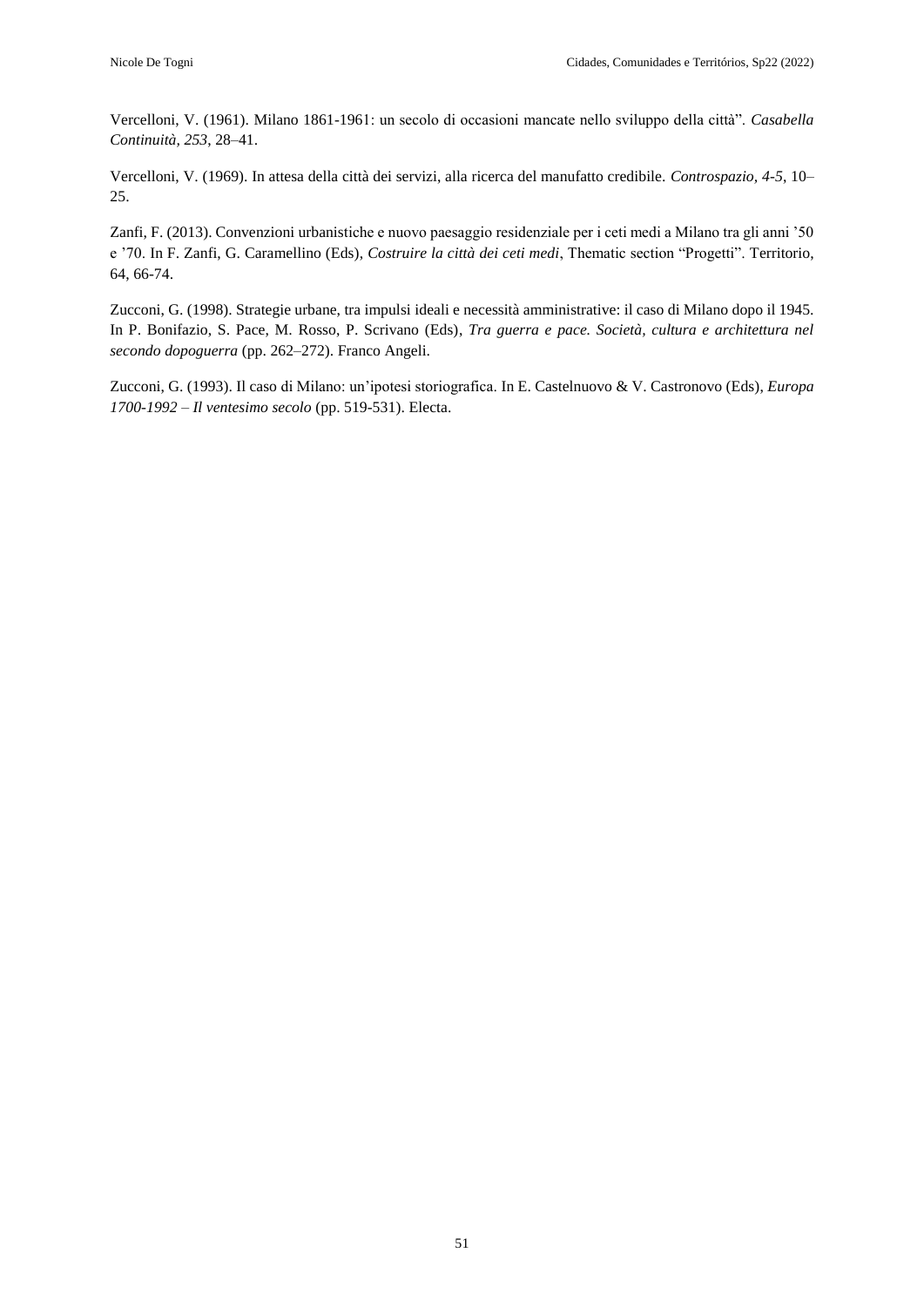Vercelloni, V. (1961). Milano 1861-1961: un secolo di occasioni mancate nello sviluppo della città". *Casabella Continuità, 253*, 28–41.

Vercelloni, V. (1969). In attesa della città dei servizi, alla ricerca del manufatto credibile. *Controspazio, 4-5*, 10–25.

Zanfi, F. (2013). Convenzioni urbanistiche e nuovo paesaggio residenziale per i ceti medi a Milano tra gli anni '50 e '70. In F. Zanfi, G. Caramellino (Eds), *Costruire la città dei ceti medi*, Thematic section "Progetti". Territorio, 64, 66-74.

Zucconi, G. (1998). Strategie urbane, tra impulsi ideali e necessità amministrative: il caso di Milano dopo il 1945. In P. Bonifazio, S. Pace, M. Rosso, P. Scrivano (Eds), *Tra guerra e pace. Società, cultura e architettura nel secondo dopoguerra* (pp. 262–272). Franco Angeli.

Zucconi, G. (1993). Il caso di Milano: un'ipotesi storiografica. In E. Castelnuovo & V. Castronovo (Eds), *Europa 1700-1992 – Il ventesimo secolo* (pp. 519-531). Electa.